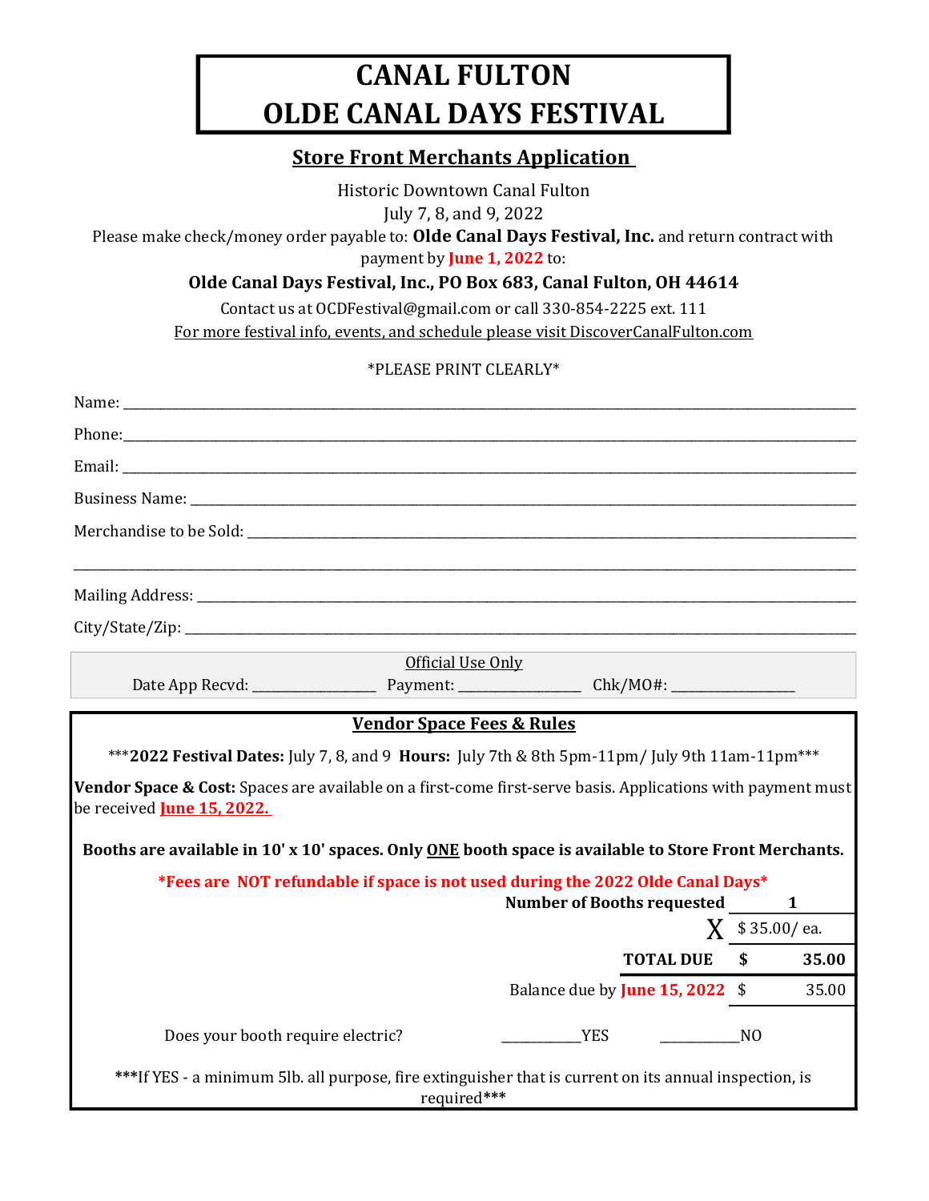# CANAL FULTON
# OLDE CANAL DAYS FESTIVAL

## Store Front Merchants Application

Historic Downtown Canal Fulton

July 7, 8, and 9, 2022

Please make check/money order payable to: **Olde Canal Days Festival, Inc.** and return contract with payment by **June 1, 2022** to:

**Olde Canal Days Festival, Inc., PO Box 683, Canal Fulton, OH 44614**

Contact us at OCDFestival@gmail.com or call 330-854-2225 ext. 111

For more festival info, events, and schedule please visit DiscoverCanalFulton.com

*PLEASE PRINT CLEARLY*

Name: ______________________________________________

Phone: ______________________________________________

Email: ______________________________________________

Business Name: ______________________________________________

Merchandise to be Sold: ______________________________________________

______________________________________________

Mailing Address: ______________________________________________

City/State/Zip: ______________________________________________

Official Use Only

Date App Recvd: ______________ Payment: ______________ Chk/MO#: ______________

## Vendor Space Fees & Rules

*****2022 Festival Dates:** July 7, 8, and 9 **Hours:** July 7th & 8th 5pm-11pm/ July 9th 11am-11pm***

**Vendor Space & Cost:** Spaces are available on a first-come first-serve basis. Applications with payment must be received **June 15, 2022.**

**Booths are available in 10' x 10' spaces. Only ONE booth space is available to Store Front Merchants.**

***Fees are NOT refundable if space is not used during the 2022 Olde Canal Days***

| | |
|---|---|
| **Number of Booths requested** | **1** |
| X | $ 35.00/ ea. |
| **TOTAL DUE** | **$ 35.00** |
| Balance due by **June 15, 2022** | $ 35.00 |

Does your booth require electric? __________YES __________NO

*****If YES - a minimum 5lb. all purpose, fire extinguisher that is current on its annual inspection, is required*****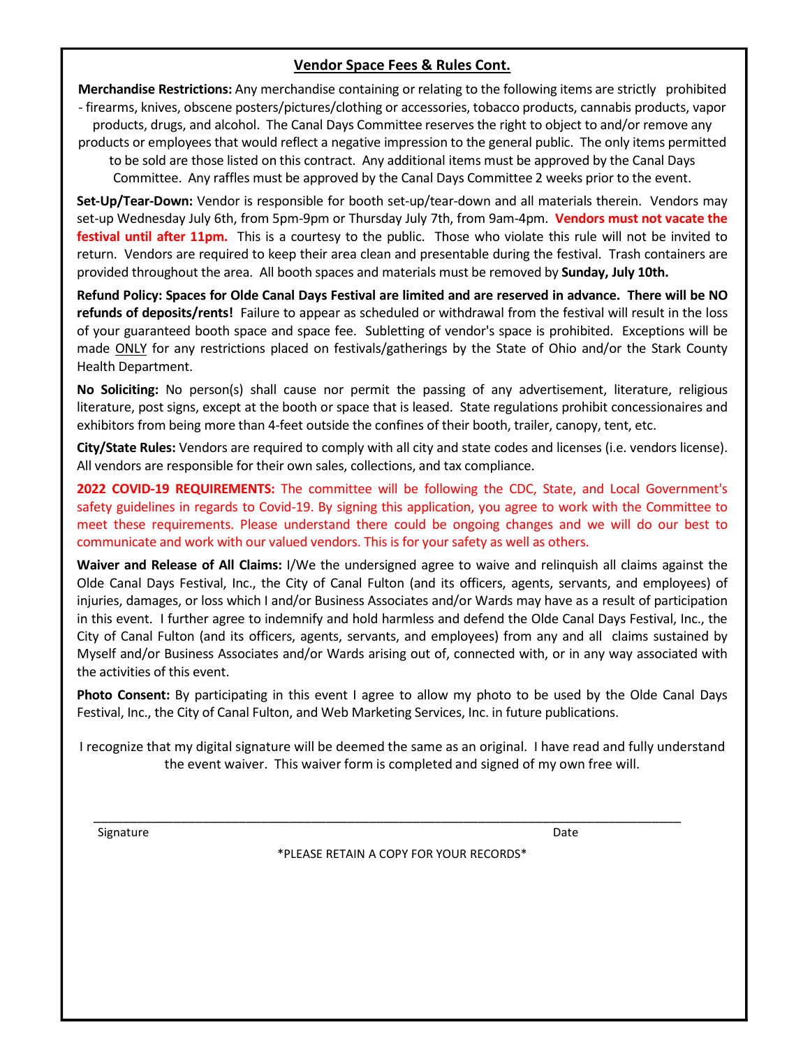## Vendor Space Fees & Rules Cont.

**Merchandise Restrictions:** Any merchandise containing or relating to the following items are strictly prohibited - firearms, knives, obscene posters/pictures/clothing or accessories, tobacco products, cannabis products, vapor products, drugs, and alcohol. The Canal Days Committee reserves the right to object to and/or remove any products or employees that would reflect a negative impression to the general public. The only items permitted to be sold are those listed on this contract. Any additional items must be approved by the Canal Days Committee. Any raffles must be approved by the Canal Days Committee 2 weeks prior to the event.

**Set-Up/Tear-Down:** Vendor is responsible for booth set-up/tear-down and all materials therein. Vendors may set-up Wednesday July 6th, from 5pm-9pm or Thursday July 7th, from 9am-4pm. **Vendors must not vacate the festival until after 11pm.** This is a courtesy to the public. Those who violate this rule will not be invited to return. Vendors are required to keep their area clean and presentable during the festival. Trash containers are provided throughout the area. All booth spaces and materials must be removed by **Sunday, July 10th.**

**Refund Policy: Spaces for Olde Canal Days Festival are limited and are reserved in advance. There will be NO refunds of deposits/rents!** Failure to appear as scheduled or withdrawal from the festival will result in the loss of your guaranteed booth space and space fee. Subletting of vendor's space is prohibited. Exceptions will be made ONLY for any restrictions placed on festivals/gatherings by the State of Ohio and/or the Stark County Health Department.

**No Soliciting:** No person(s) shall cause nor permit the passing of any advertisement, literature, religious literature, post signs, except at the booth or space that is leased. State regulations prohibit concessionaires and exhibitors from being more than 4-feet outside the confines of their booth, trailer, canopy, tent, etc.

**City/State Rules:** Vendors are required to comply with all city and state codes and licenses (i.e. vendors license). All vendors are responsible for their own sales, collections, and tax compliance.

**2022 COVID-19 REQUIREMENTS:** The committee will be following the CDC, State, and Local Government's safety guidelines in regards to Covid-19. By signing this application, you agree to work with the Committee to meet these requirements. Please understand there could be ongoing changes and we will do our best to communicate and work with our valued vendors. This is for your safety as well as others.

**Waiver and Release of All Claims:** I/We the undersigned agree to waive and relinquish all claims against the Olde Canal Days Festival, Inc., the City of Canal Fulton (and its officers, agents, servants, and employees) of injuries, damages, or loss which I and/or Business Associates and/or Wards may have as a result of participation in this event. I further agree to indemnify and hold harmless and defend the Olde Canal Days Festival, Inc., the City of Canal Fulton (and its officers, agents, servants, and employees) from any and all claims sustained by Myself and/or Business Associates and/or Wards arising out of, connected with, or in any way associated with the activities of this event.

**Photo Consent:** By participating in this event I agree to allow my photo to be used by the Olde Canal Days Festival, Inc., the City of Canal Fulton, and Web Marketing Services, Inc. in future publications.

I recognize that my digital signature will be deemed the same as an original. I have read and fully understand the event waiver. This waiver form is completed and signed of my own free will.

______________________________________________________________________________

Signature                                                                                    Date

*PLEASE RETAIN A COPY FOR YOUR RECORDS*